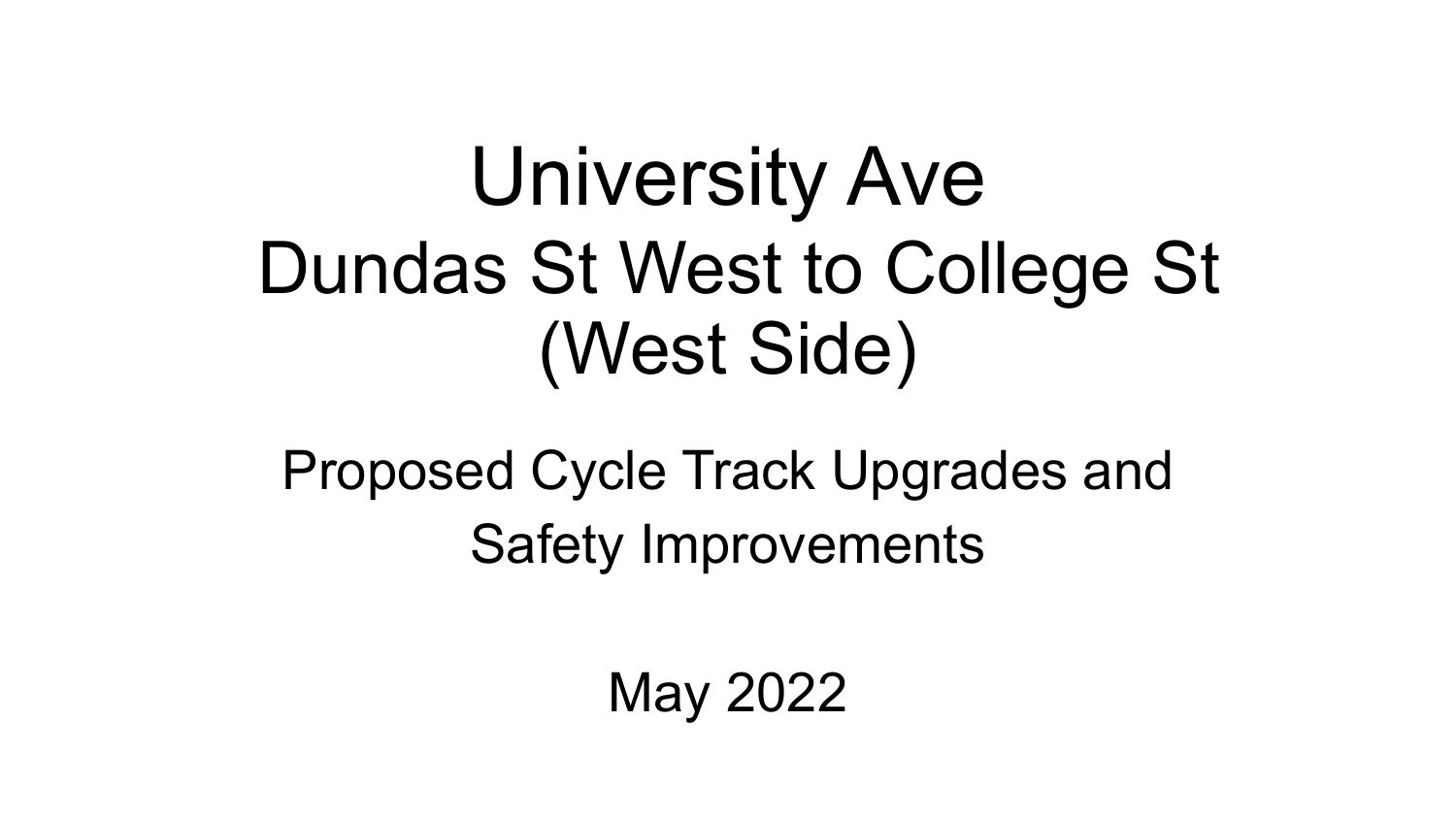# University Ave
# Dundas St West to College St
# (West Side)

## Proposed Cycle Track Upgrades and Safety Improvements

May 2022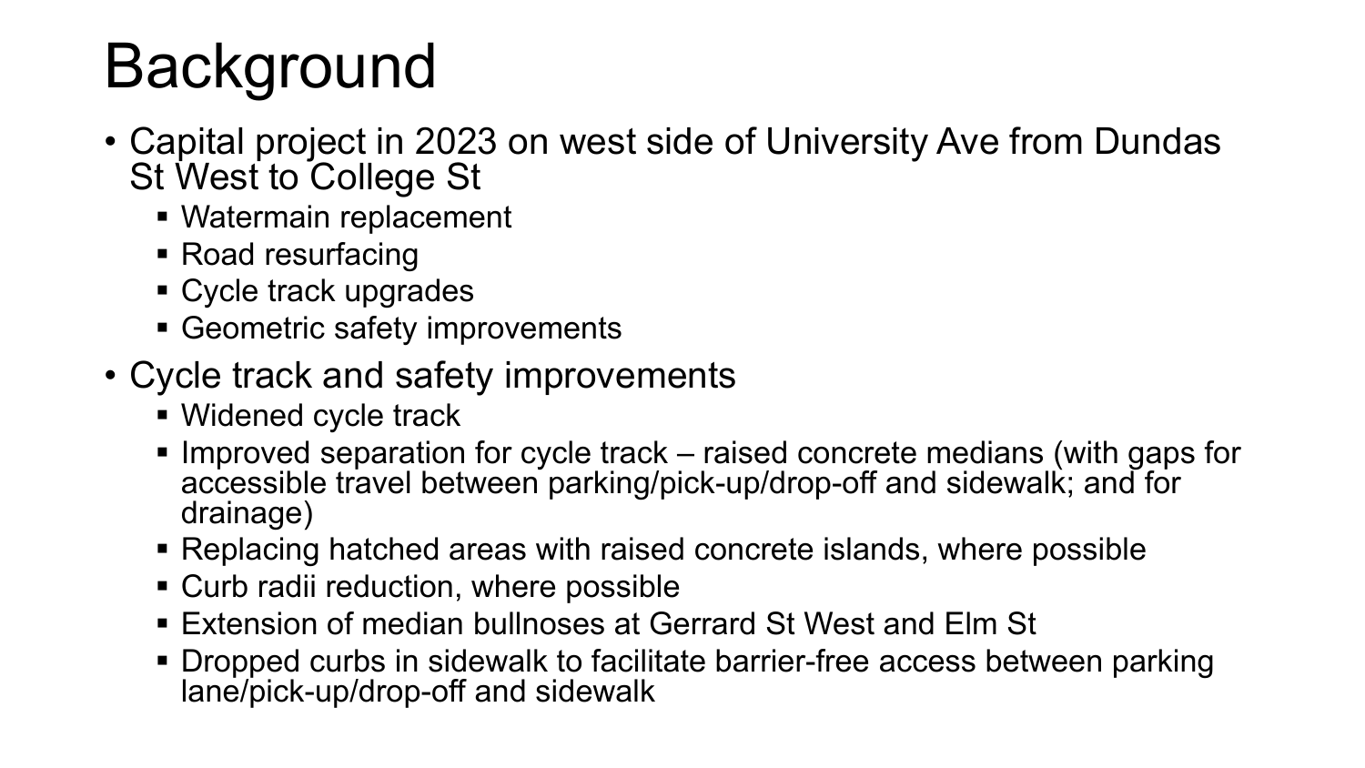# Background

- Capital project in 2023 on west side of University Ave from Dundas St West to College St
  - Watermain replacement
  - Road resurfacing
  - Cycle track upgrades
  - Geometric safety improvements
- Cycle track and safety improvements
  - Widened cycle track
  - Improved separation for cycle track – raised concrete medians (with gaps for accessible travel between parking/pick-up/drop-off and sidewalk; and for drainage)
  - Replacing hatched areas with raised concrete islands, where possible
  - Curb radii reduction, where possible
  - Extension of median bullnoses at Gerrard St West and Elm St
  - Dropped curbs in sidewalk to facilitate barrier-free access between parking lane/pick-up/drop-off and sidewalk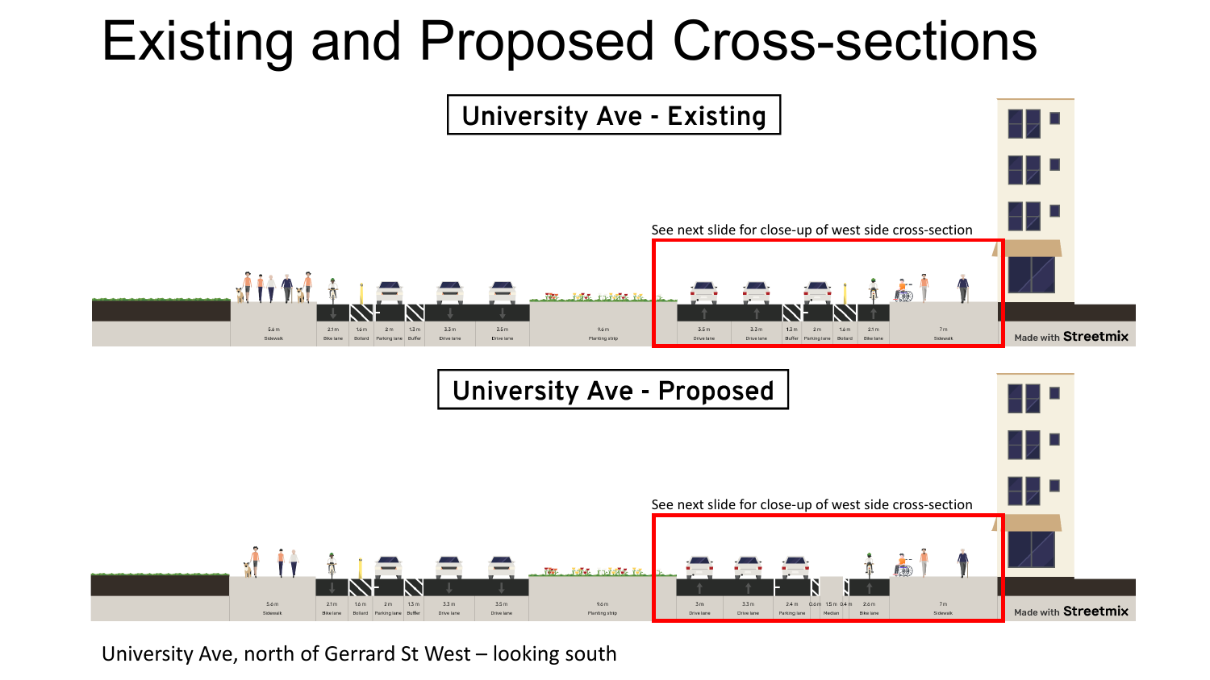# Existing and Proposed Cross-sections

## University Ave - Existing

See next slide for close-up of west side cross-section

| 5.6 m | 2.1 m | 1.6 m | 2 m | 1.3 m | 3.3 m | 3.5 m | 9.6 m | 3.5 m | 3.3 m | 1.3 m | 2 m | 1.6 m | 2.1 m | 7 m |
|---|---|---|---|---|---|---|---|---|---|---|---|---|---|---|
| Sidewalk | Bike lane | Bollard | Parking lane | Buffer | Drive lane | Drive lane | Planting strip | Drive lane | Drive lane | Buffer | Parking lane | Bollard | Bike lane | Sidewalk |

Made with Streetmix

## University Ave - Proposed

See next slide for close-up of west side cross-section

| 5.6 m | 2.1 m | 1.6 m | 2 m | 1.3 m | 3.3 m | 3.5 m | 9.6 m | 3 m | 3.3 m | 2.4 m | 0.6 m | 1.5 m | 0.4 m | 2.6 m | 7 m |
|---|---|---|---|---|---|---|---|---|---|---|---|---|---|---|---|
| Sidewalk | Bike lane | Bollard | Parking lane | Buffer | Drive lane | Drive lane | Planting strip | Drive lane | Drive lane | Parking lane | | Median | | Bike lane | Sidewalk |

Made with Streetmix

University Ave, north of Gerrard St West – looking south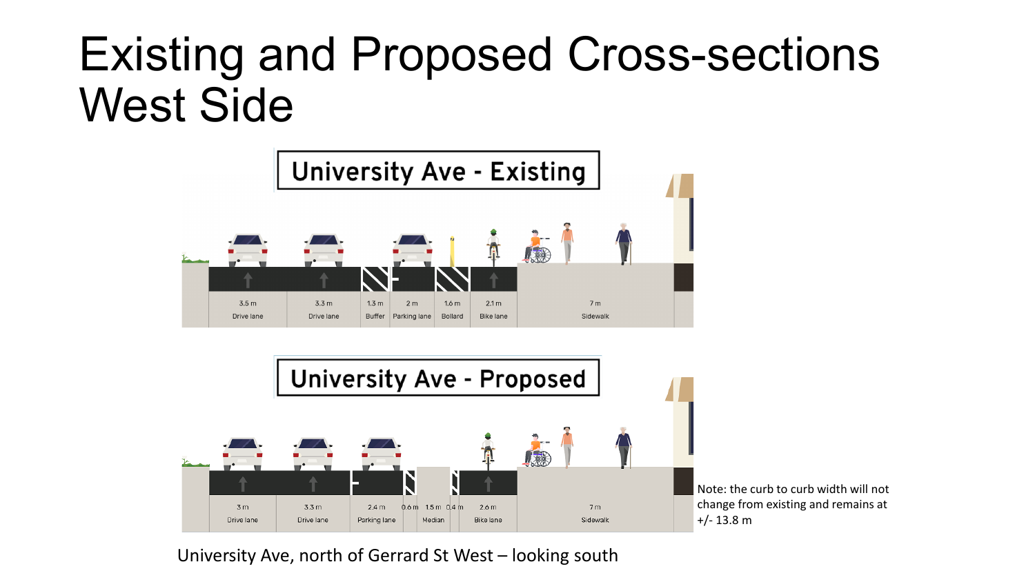# Existing and Proposed Cross-sections West Side

**University Ave - Existing**

| 3.5 m | 3.3 m | 1.3 m | 2 m | 1.6 m | 2.1 m | 7 m |
|---|---|---|---|---|---|---|
| Drive lane | Drive lane | Buffer | Parking lane | Bollard | Bike lane | Sidewalk |

**University Ave - Proposed**

| 3 m | 3.3 m | 2.4 m | 0.6 m | 1.5 m | 0.4 m | 2.6 m | 7 m |
|---|---|---|---|---|---|---|---|
| Drive lane | Drive lane | Parking lane | | Median | | Bike lane | Sidewalk |

Note: the curb to curb width will not change from existing and remains at +/- 13.8 m

University Ave, north of Gerrard St West – looking south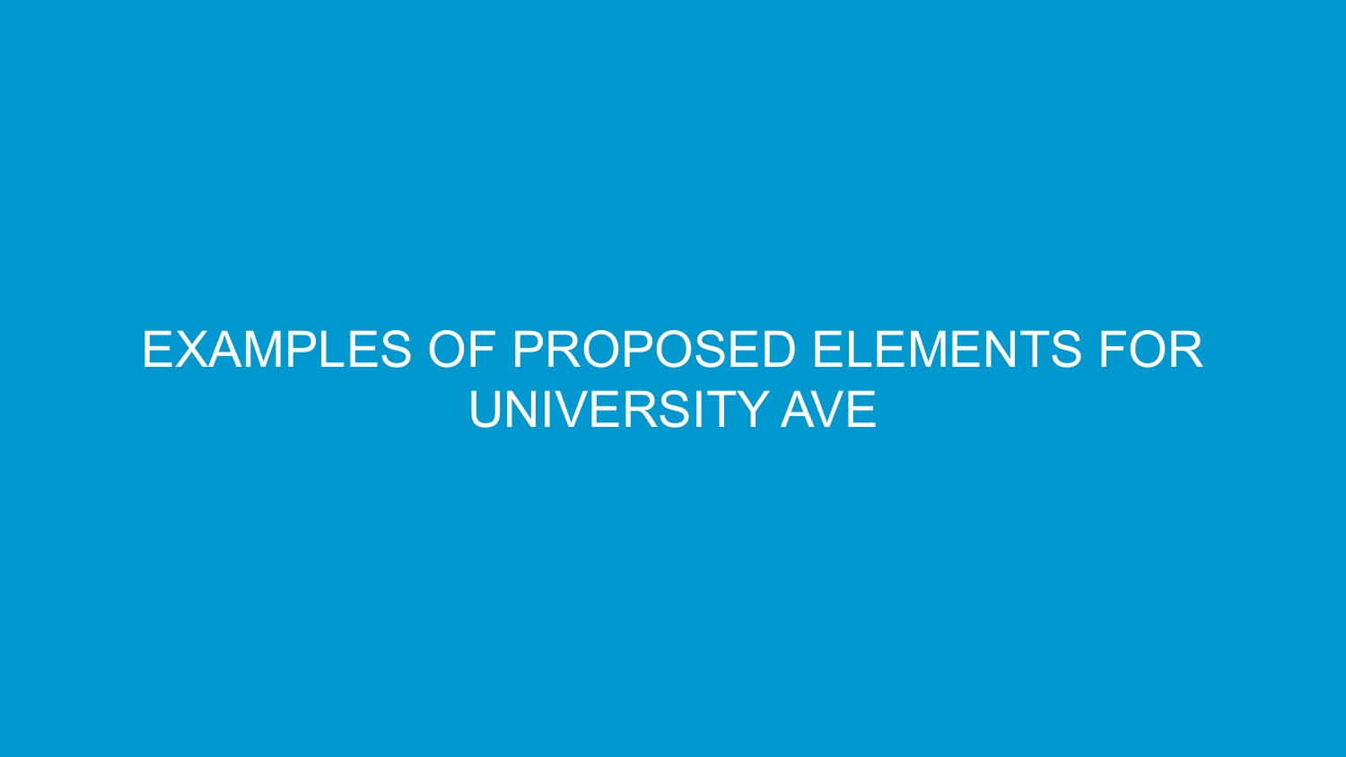# EXAMPLES OF PROPOSED ELEMENTS FOR UNIVERSITY AVE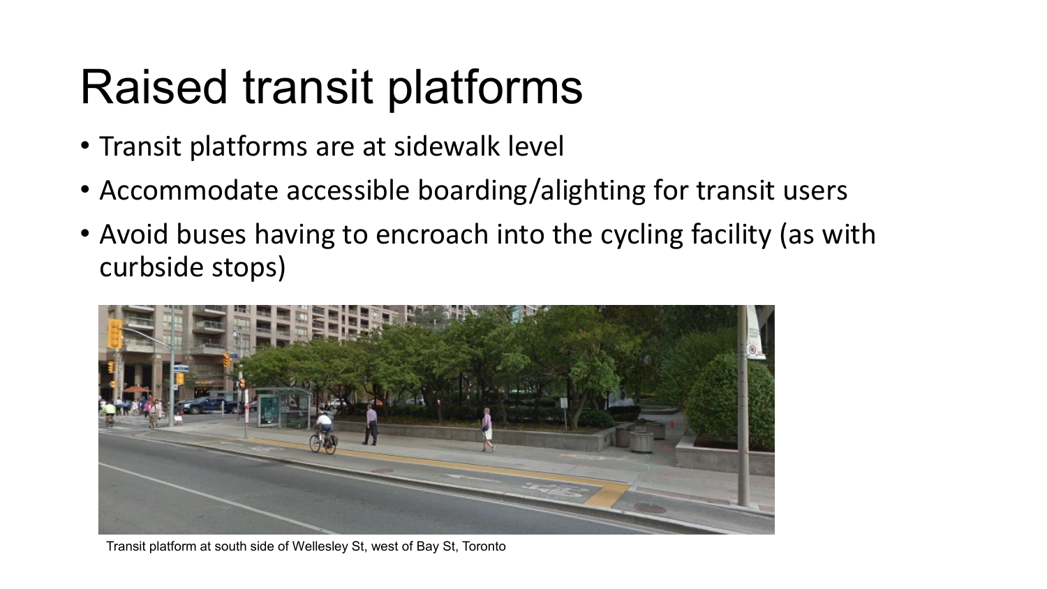# Raised transit platforms

- Transit platforms are at sidewalk level
- Accommodate accessible boarding/alighting for transit users
- Avoid buses having to encroach into the cycling facility (as with curbside stops)

Transit platform at south side of Wellesley St, west of Bay St, Toronto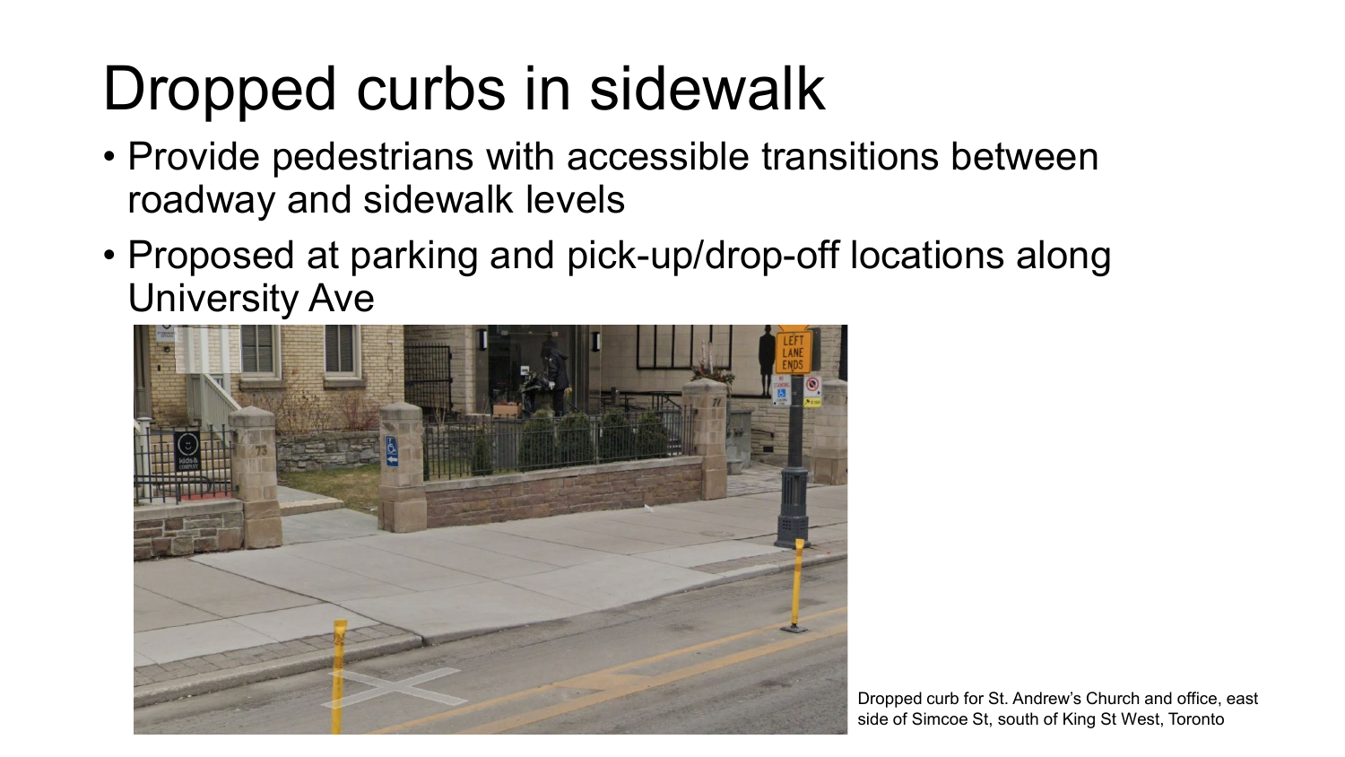# Dropped curbs in sidewalk

- Provide pedestrians with accessible transitions between roadway and sidewalk levels
- Proposed at parking and pick-up/drop-off locations along University Ave

Dropped curb for St. Andrew's Church and office, east side of Simcoe St, south of King St West, Toronto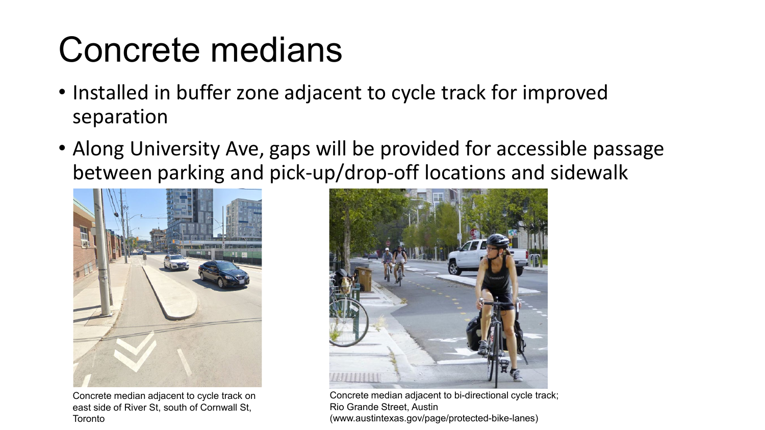# Concrete medians

- Installed in buffer zone adjacent to cycle track for improved separation
- Along University Ave, gaps will be provided for accessible passage between parking and pick-up/drop-off locations and sidewalk

Concrete median adjacent to cycle track on east side of River St, south of Cornwall St, Toronto

Concrete median adjacent to bi-directional cycle track; Rio Grande Street, Austin (www.austintexas.gov/page/protected-bike-lanes)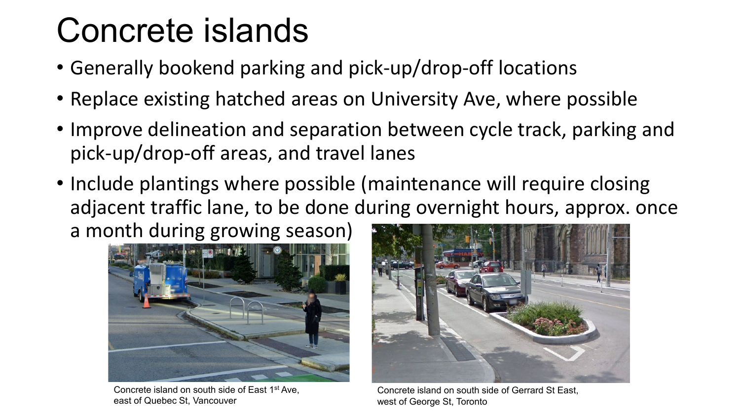# Concrete islands

- Generally bookend parking and pick-up/drop-off locations
- Replace existing hatched areas on University Ave, where possible
- Improve delineation and separation between cycle track, parking and pick-up/drop-off areas, and travel lanes
- Include plantings where possible (maintenance will require closing adjacent traffic lane, to be done during overnight hours, approx. once a month during growing season)

Concrete island on south side of East 1st Ave, east of Quebec St, Vancouver

Concrete island on south side of Gerrard St East, west of George St, Toronto